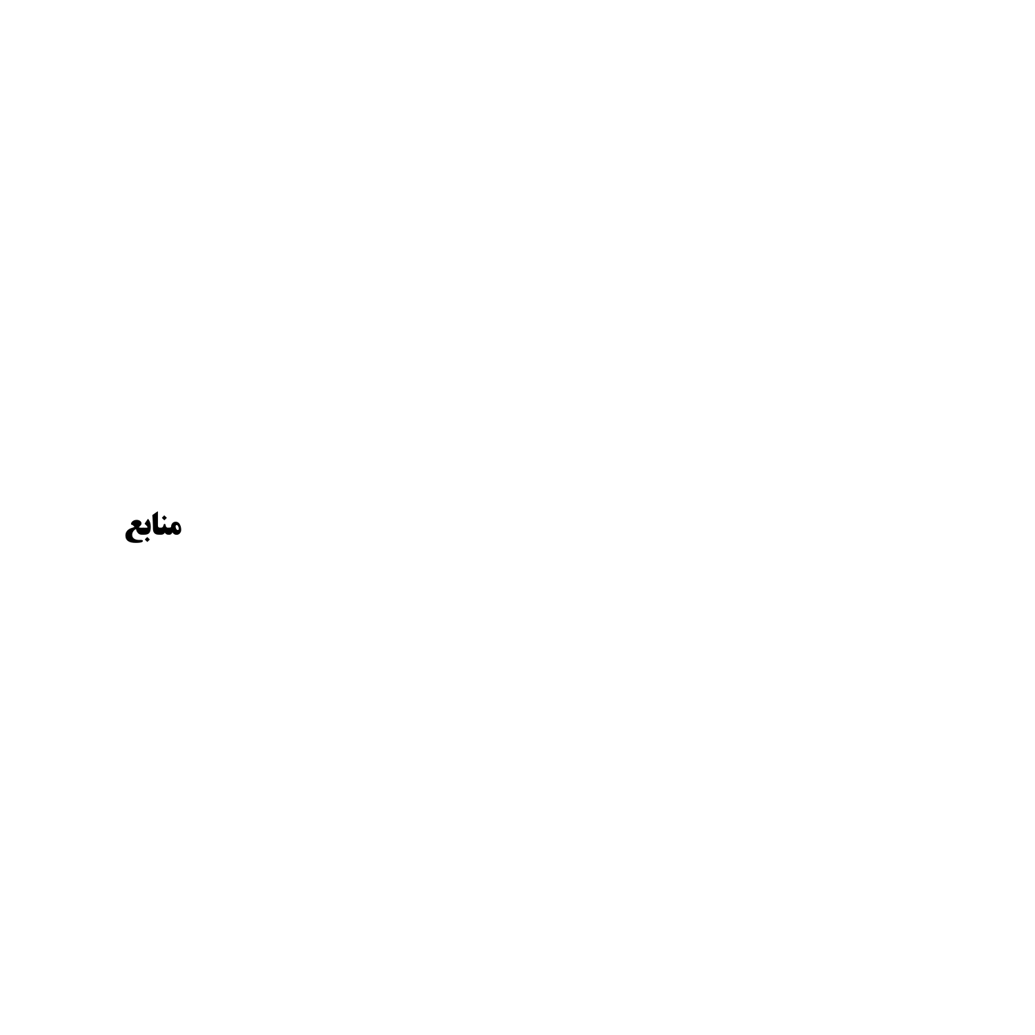# منابع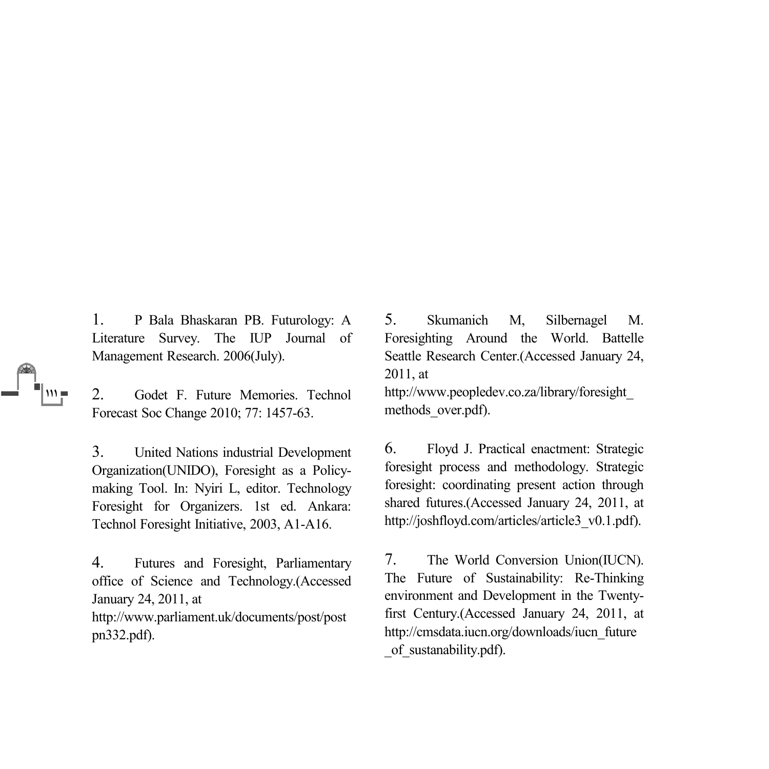1. P Bala Bhaskaran PB. Futurology: A Literature Survey. The IUP Journal of Management Research. 2006(July).

2. Godet F. Future Memories. Technol Forecast Soc Change 2010; 77: 1457-63.

3. United Nations industrial Development Organization(UNIDO), Foresight as a Policy-making Tool. In: Nyiri L, editor. Technology Foresight for Organizers. 1st ed. Ankara: Technol Foresight Initiative, 2003, A1-A16.

4. Futures and Foresight, Parliamentary office of Science and Technology.(Accessed January 24, 2011, at http://www.parliament.uk/documents/post/postpn332.pdf).

5. Skumanich M, Silbernagel M. Foresighting Around the World. Battelle Seattle Research Center.(Accessed January 24, 2011, at http://www.peopledev.co.za/library/foresight_methods_over.pdf).

6. Floyd J. Practical enactment: Strategic foresight process and methodology. Strategic foresight: coordinating present action through shared futures.(Accessed January 24, 2011, at http://joshfloyd.com/articles/article3_v0.1.pdf).

7. The World Conversion Union(IUCN). The Future of Sustainability: Re-Thinking environment and Development in the Twenty-first Century.(Accessed January 24, 2011, at http://cmsdata.iucn.org/downloads/iucn_future_of_sustanability.pdf).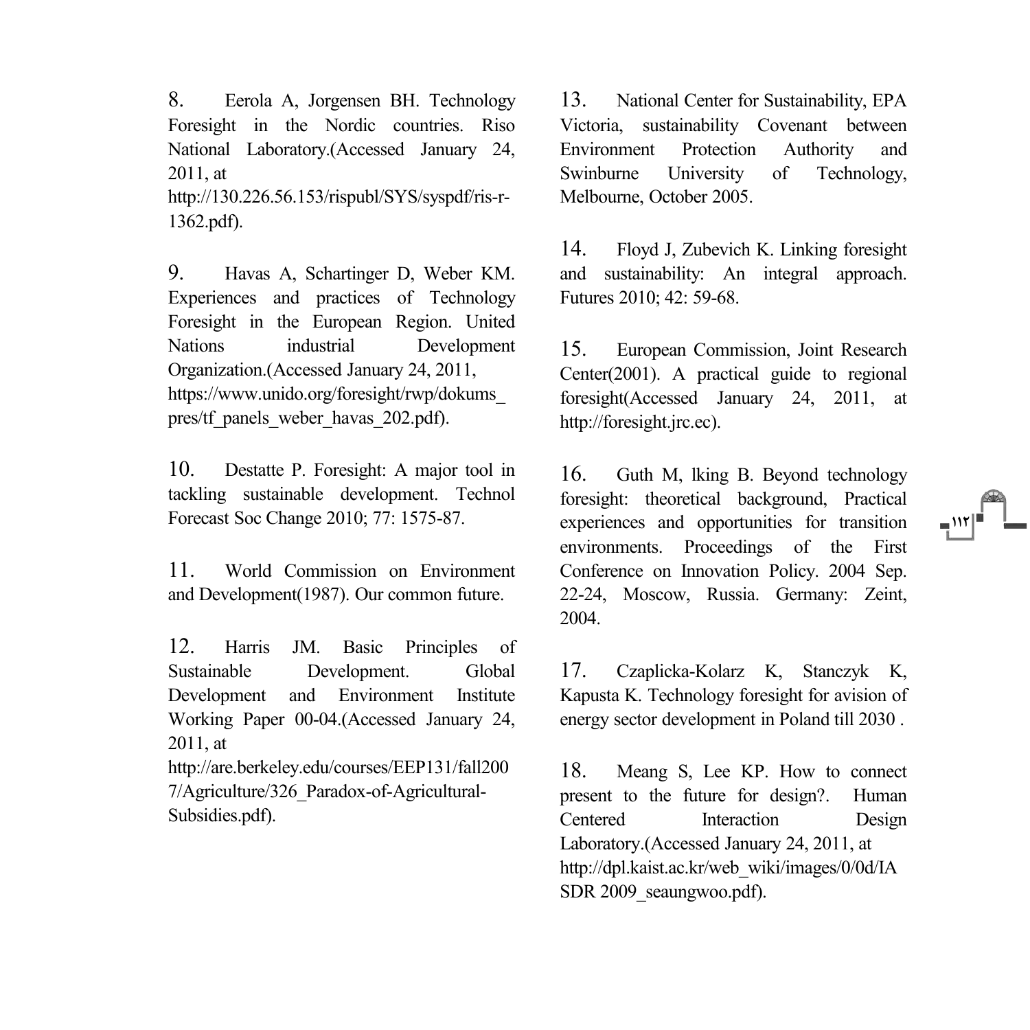8. Eerola A, Jorgensen BH. Technology Foresight in the Nordic countries. Riso National Laboratory.(Accessed January 24, 2011, at http://130.226.56.153/rispubl/SYS/syspdf/ris-r-1362.pdf).

9. Havas A, Schartinger D, Weber KM. Experiences and practices of Technology Foresight in the European Region. United Nations industrial Development Organization.(Accessed January 24, 2011, https://www.unido.org/foresight/rwp/dokums_pres/tf_panels_weber_havas_202.pdf).

10. Destatte P. Foresight: A major tool in tackling sustainable development. Technol Forecast Soc Change 2010; 77: 1575-87.

11. World Commission on Environment and Development(1987). Our common future.

12. Harris JM. Basic Principles of Sustainable Development. Global Development and Environment Institute Working Paper 00-04.(Accessed January 24, 2011, at http://are.berkeley.edu/courses/EEP131/fall2007/Agriculture/326_Paradox-of-Agricultural-Subsidies.pdf).

13. National Center for Sustainability, EPA Victoria, sustainability Covenant between Environment Protection Authority and Swinburne University of Technology, Melbourne, October 2005.

14. Floyd J, Zubevich K. Linking foresight and sustainability: An integral approach. Futures 2010; 42: 59-68.

15. European Commission, Joint Research Center(2001). A practical guide to regional foresight(Accessed January 24, 2011, at http://foresight.jrc.ec).

16. Guth M, lking B. Beyond technology foresight: theoretical background, Practical experiences and opportunities for transition environments. Proceedings of the First Conference on Innovation Policy. 2004 Sep. 22-24, Moscow, Russia. Germany: Zeint, 2004.

17. Czaplicka-Kolarz K, Stanczyk K, Kapusta K. Technology foresight for avision of energy sector development in Poland till 2030 .

18. Meang S, Lee KP. How to connect present to the future for design?. Human Centered Interaction Design Laboratory.(Accessed January 24, 2011, at http://dpl.kaist.ac.kr/web_wiki/images/0/0d/IASDR 2009_seaungwoo.pdf).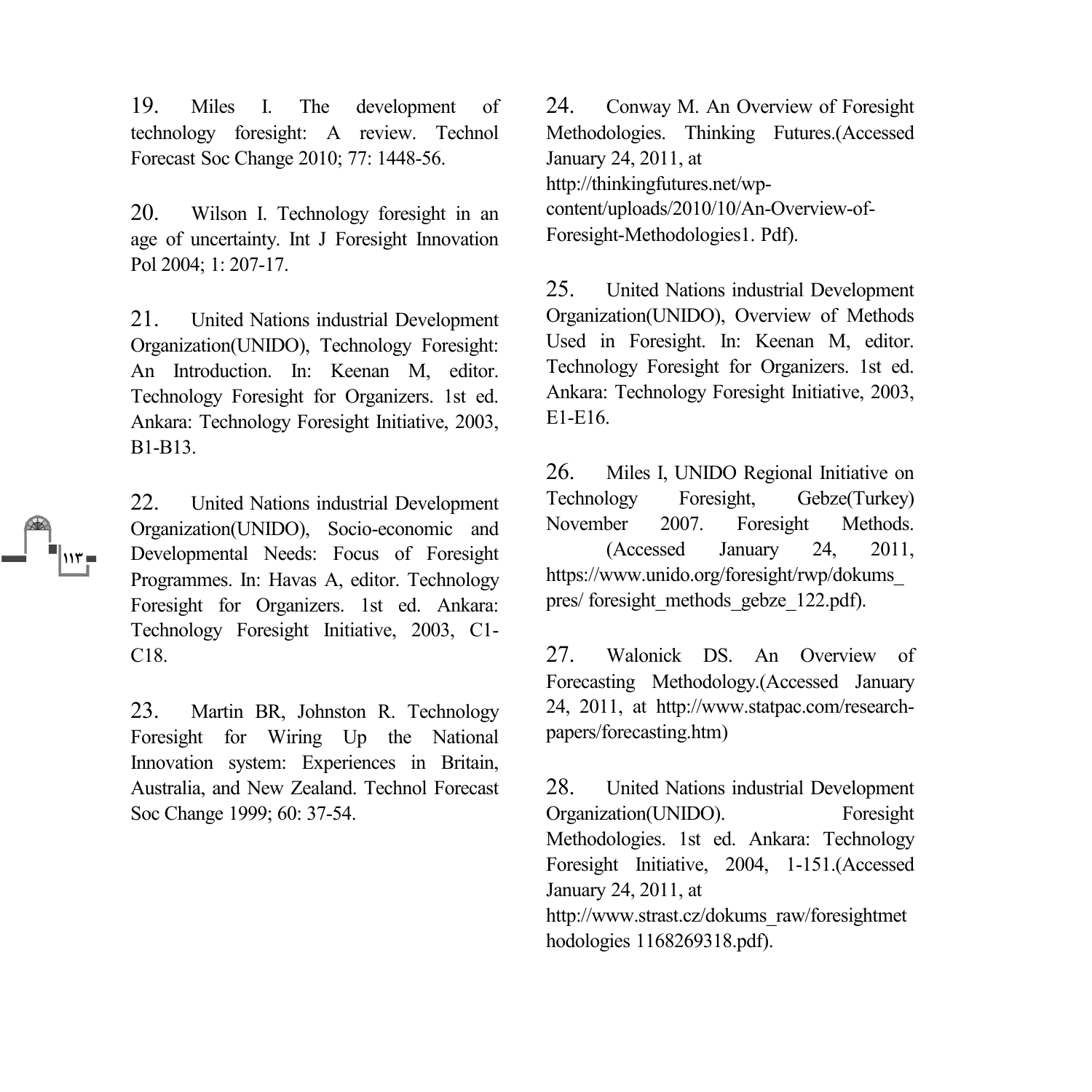19. Miles I. The development of technology foresight: A review. Technol Forecast Soc Change 2010; 77: 1448-56.

20. Wilson I. Technology foresight in an age of uncertainty. Int J Foresight Innovation Pol 2004; 1: 207-17.

21. United Nations industrial Development Organization(UNIDO), Technology Foresight: An Introduction. In: Keenan M, editor. Technology Foresight for Organizers. 1st ed. Ankara: Technology Foresight Initiative, 2003, B1-B13.

22. United Nations industrial Development Organization(UNIDO), Socio-economic and Developmental Needs: Focus of Foresight Programmes. In: Havas A, editor. Technology Foresight for Organizers. 1st ed. Ankara: Technology Foresight Initiative, 2003, C1-C18.

23. Martin BR, Johnston R. Technology Foresight for Wiring Up the National Innovation system: Experiences in Britain, Australia, and New Zealand. Technol Forecast Soc Change 1999; 60: 37-54.

24. Conway M. An Overview of Foresight Methodologies. Thinking Futures.(Accessed January 24, 2011, at http://thinkingfutures.net/wp-content/uploads/2010/10/An-Overview-of-Foresight-Methodologies1. Pdf).

25. United Nations industrial Development Organization(UNIDO), Overview of Methods Used in Foresight. In: Keenan M, editor. Technology Foresight for Organizers. 1st ed. Ankara: Technology Foresight Initiative, 2003, E1-E16.

26. Miles I, UNIDO Regional Initiative on Technology Foresight, Gebze(Turkey) November 2007. Foresight Methods. (Accessed January 24, 2011, https://www.unido.org/foresight/rwp/dokums_pres/ foresight_methods_gebze_122.pdf).

27. Walonick DS. An Overview of Forecasting Methodology.(Accessed January 24, 2011, at http://www.statpac.com/research-papers/forecasting.htm)

28. United Nations industrial Development Organization(UNIDO). Foresight Methodologies. 1st ed. Ankara: Technology Foresight Initiative, 2004, 1-151.(Accessed January 24, 2011, at http://www.strast.cz/dokums_raw/foresightmethodologies 1168269318.pdf).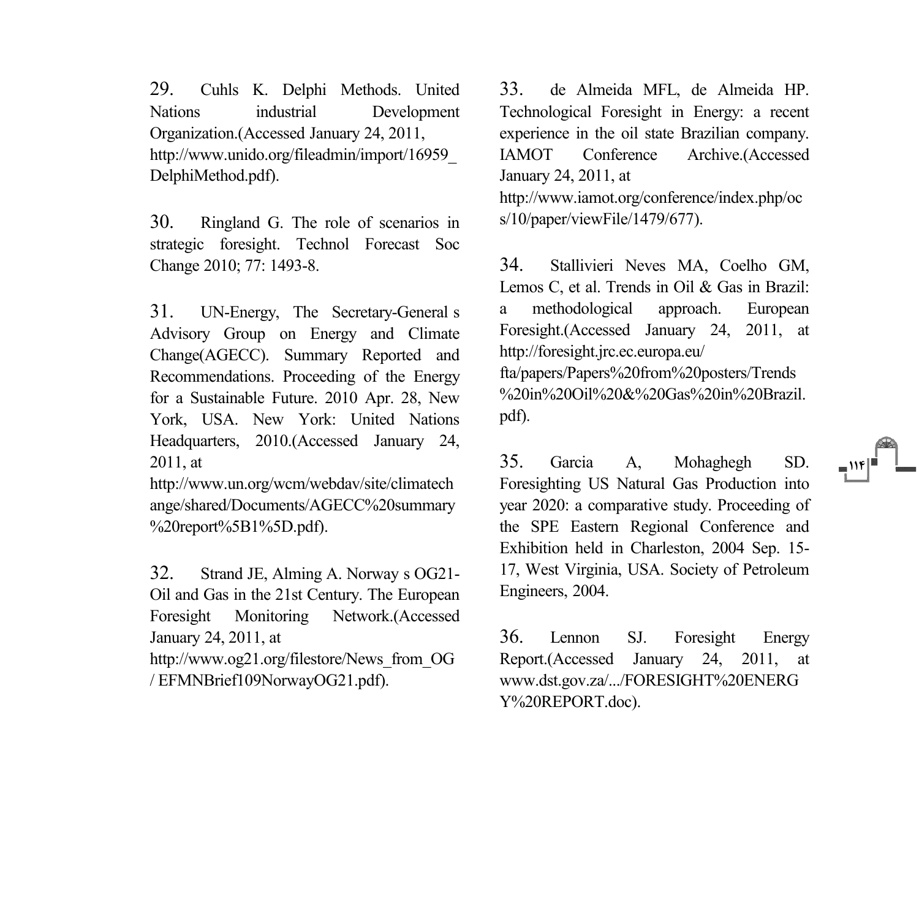29. Cuhls K. Delphi Methods. United Nations industrial Development Organization.(Accessed January 24, 2011, http://www.unido.org/fileadmin/import/16959_DelphiMethod.pdf).

30. Ringland G. The role of scenarios in strategic foresight. Technol Forecast Soc Change 2010; 77: 1493-8.

31. UN-Energy, The Secretary-General s Advisory Group on Energy and Climate Change(AGECC). Summary Reported and Recommendations. Proceeding of the Energy for a Sustainable Future. 2010 Apr. 28, New York, USA. New York: United Nations Headquarters, 2010.(Accessed January 24, 2011, at http://www.un.org/wcm/webdav/site/climatechange/shared/Documents/AGECC%20summary%20report%5B1%5D.pdf).

32. Strand JE, Alming A. Norway s OG21-Oil and Gas in the 21st Century. The European Foresight Monitoring Network.(Accessed January 24, 2011, at http://www.og21.org/filestore/News_from_OG/ EFMNBrief109NorwayOG21.pdf).

33. de Almeida MFL, de Almeida HP. Technological Foresight in Energy: a recent experience in the oil state Brazilian company. IAMOT Conference Archive.(Accessed January 24, 2011, at http://www.iamot.org/conference/index.php/ocs/10/paper/viewFile/1479/677).

34. Stallivieri Neves MA, Coelho GM, Lemos C, et al. Trends in Oil & Gas in Brazil: a methodological approach. European Foresight.(Accessed January 24, 2011, at http://foresight.jrc.ec.europa.eu/fta/papers/Papers%20from%20posters/Trends%20in%20Oil%20&%20Gas%20in%20Brazil.pdf).

35. Garcia A, Mohaghegh SD. Foresighting US Natural Gas Production into year 2020: a comparative study. Proceeding of the SPE Eastern Regional Conference and Exhibition held in Charleston, 2004 Sep. 15-17, West Virginia, USA. Society of Petroleum Engineers, 2004.

36. Lennon SJ. Foresight Energy Report.(Accessed January 24, 2011, at www.dst.gov.za/.../FORESIGHT%20ENERGY%20REPORT.doc).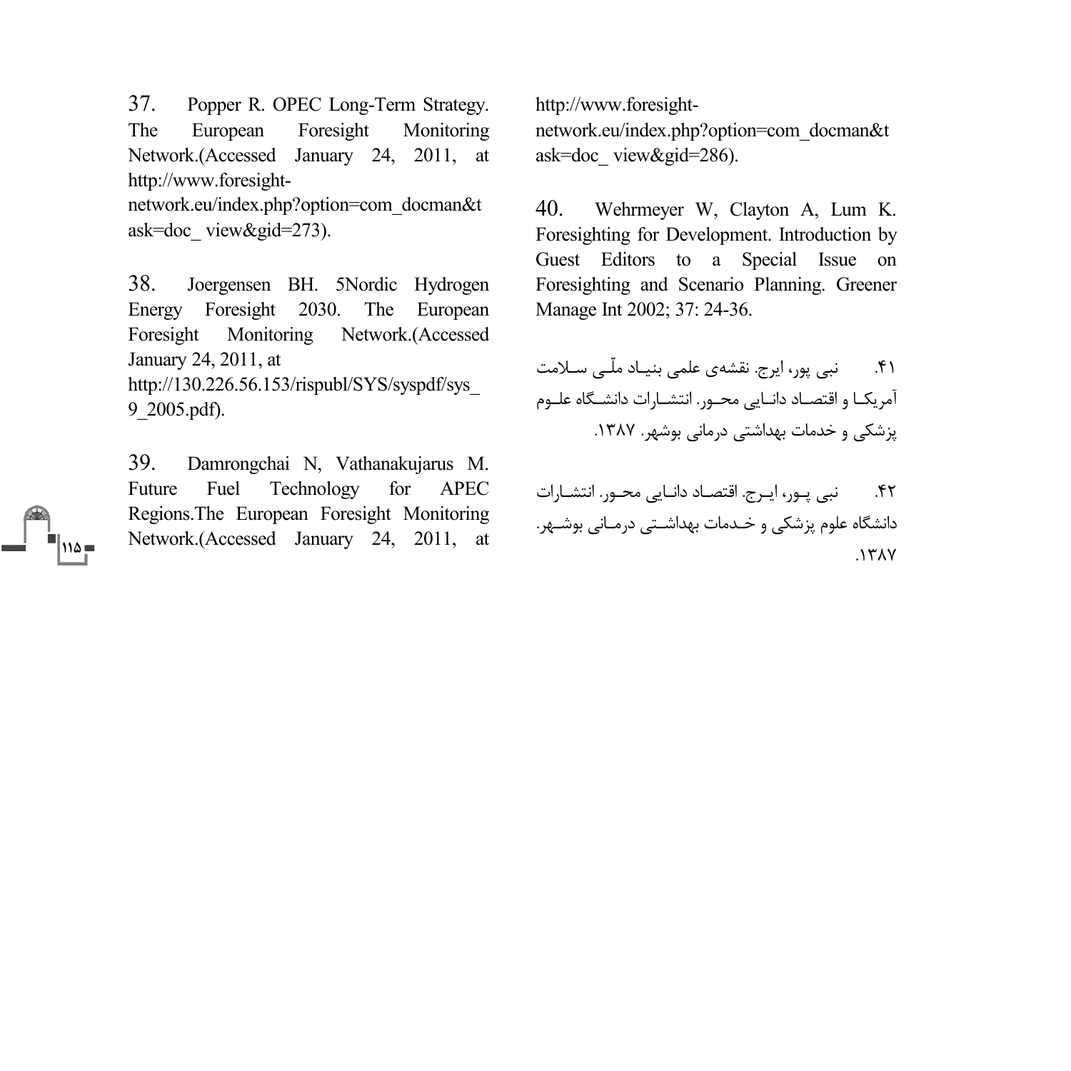37. Popper R. OPEC Long-Term Strategy. The European Foresight Monitoring Network.(Accessed January 24, 2011, at http://www.foresight-network.eu/index.php?option=com_docman&task=doc_ view&gid=273).

38. Joergensen BH. 5Nordic Hydrogen Energy Foresight 2030. The European Foresight Monitoring Network.(Accessed January 24, 2011, at http://130.226.56.153/rispubl/SYS/syspdf/sys_9_2005.pdf).

39. Damrongchai N, Vathanakujarus M. Future Fuel Technology for APEC Regions.The European Foresight Monitoring Network.(Accessed January 24, 2011, at http://www.foresight-network.eu/index.php?option=com_docman&task=doc_ view&gid=286).

40. Wehrmeyer W, Clayton A, Lum K. Foresighting for Development. Introduction by Guest Editors to a Special Issue on Foresighting and Scenario Planning. Greener Manage Int 2002; 37: 24-36.

۴۱. نبی پور، ایرج. نقشه‌ی علمی بنیاد ملّی سلامت آمریکا و اقتصاد دانایی محور. انتشارات دانشگاه علوم پزشکی و خدمات بهداشتی درمانی بوشهر. ۱۳۸۷.

۴۲. نبی پور، ایرج. اقتصاد دانایی محور. انتشارات دانشگاه علوم پزشکی و خدمات بهداشتی درمانی بوشهر. ۱۳۸۷.